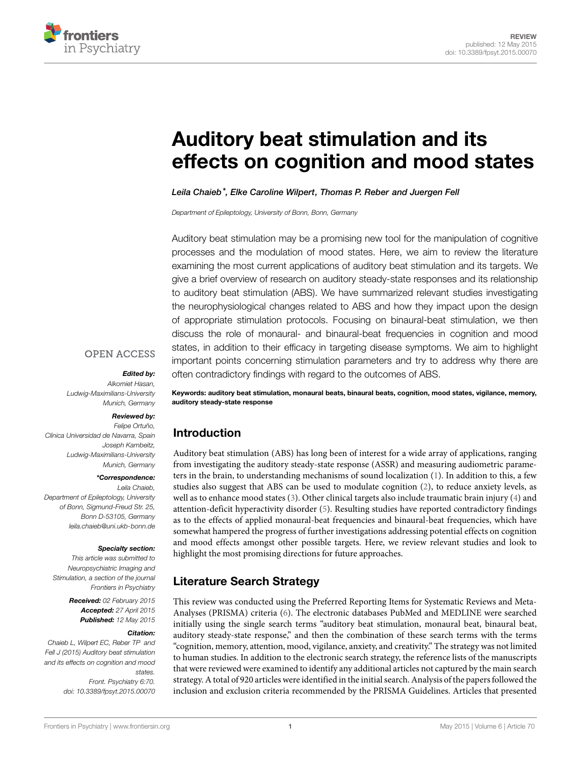REVIEW
published: 12 May 2015
doi: 10.3389/fpsyt.2015.00070

# Auditory beat stimulation and its effects on cognition and mood states

*Leila Chaieb\*, Elke Caroline Wilpert, Thomas P. Reber and Juergen Fell*

*Department of Epileptology, University of Bonn, Bonn, Germany*

Auditory beat stimulation may be a promising new tool for the manipulation of cognitive processes and the modulation of mood states. Here, we aim to review the literature examining the most current applications of auditory beat stimulation and its targets. We give a brief overview of research on auditory steady-state responses and its relationship to auditory beat stimulation (ABS). We have summarized relevant studies investigating the neurophysiological changes related to ABS and how they impact upon the design of appropriate stimulation protocols. Focusing on binaural-beat stimulation, we then discuss the role of monaural- and binaural-beat frequencies in cognition and mood states, in addition to their efficacy in targeting disease symptoms. We aim to highlight important points concerning stimulation parameters and try to address why there are often contradictory findings with regard to the outcomes of ABS.

**Keywords: auditory beat stimulation, monaural beats, binaural beats, cognition, mood states, vigilance, memory, auditory steady-state response**

OPEN ACCESS

***Edited by:***
*Alkomiet Hasan, Ludwig-Maximilians-University Munich, Germany*

***Reviewed by:***
*Felipe Ortuño, Clinica Universidad de Navarra, Spain*
*Joseph Kambeitz, Ludwig-Maximilians-University Munich, Germany*

***\*Correspondence:***
*Leila Chaieb, Department of Epileptology, University of Bonn, Sigmund-Freud Str. 25, Bonn D-53105, Germany*
*leila.chaieb@uni.ukb-bonn.de*

***Specialty section:***
*This article was submitted to Neuropsychiatric Imaging and Stimulation, a section of the journal Frontiers in Psychiatry*

***Received:*** *02 February 2015*
***Accepted:*** *27 April 2015*
***Published:*** *12 May 2015*

***Citation:***
*Chaieb L, Wilpert EC, Reber TP and Fell J (2015) Auditory beat stimulation and its effects on cognition and mood states. Front. Psychiatry 6:70. doi: 10.3389/fpsyt.2015.00070*

## Introduction

Auditory beat stimulation (ABS) has long been of interest for a wide array of applications, ranging from investigating the auditory steady-state response (ASSR) and measuring audiometric parameters in the brain, to understanding mechanisms of sound localization (1). In addition to this, a few studies also suggest that ABS can be used to modulate cognition (2), to reduce anxiety levels, as well as to enhance mood states (3). Other clinical targets also include traumatic brain injury (4) and attention-deficit hyperactivity disorder (5). Resulting studies have reported contradictory findings as to the effects of applied monaural-beat frequencies and binaural-beat frequencies, which have somewhat hampered the progress of further investigations addressing potential effects on cognition and mood effects amongst other possible targets. Here, we review relevant studies and look to highlight the most promising directions for future approaches.

## Literature Search Strategy

This review was conducted using the Preferred Reporting Items for Systematic Reviews and Meta-Analyses (PRISMA) criteria (6). The electronic databases PubMed and MEDLINE were searched initially using the single search terms "auditory beat stimulation, monaural beat, binaural beat, auditory steady-state response," and then the combination of these search terms with the terms "cognition, memory, attention, mood, vigilance, anxiety, and creativity." The strategy was not limited to human studies. In addition to the electronic search strategy, the reference lists of the manuscripts that were reviewed were examined to identify any additional articles not captured by the main search strategy. A total of 920 articles were identified in the initial search. Analysis of the papers followed the inclusion and exclusion criteria recommended by the PRISMA Guidelines. Articles that presented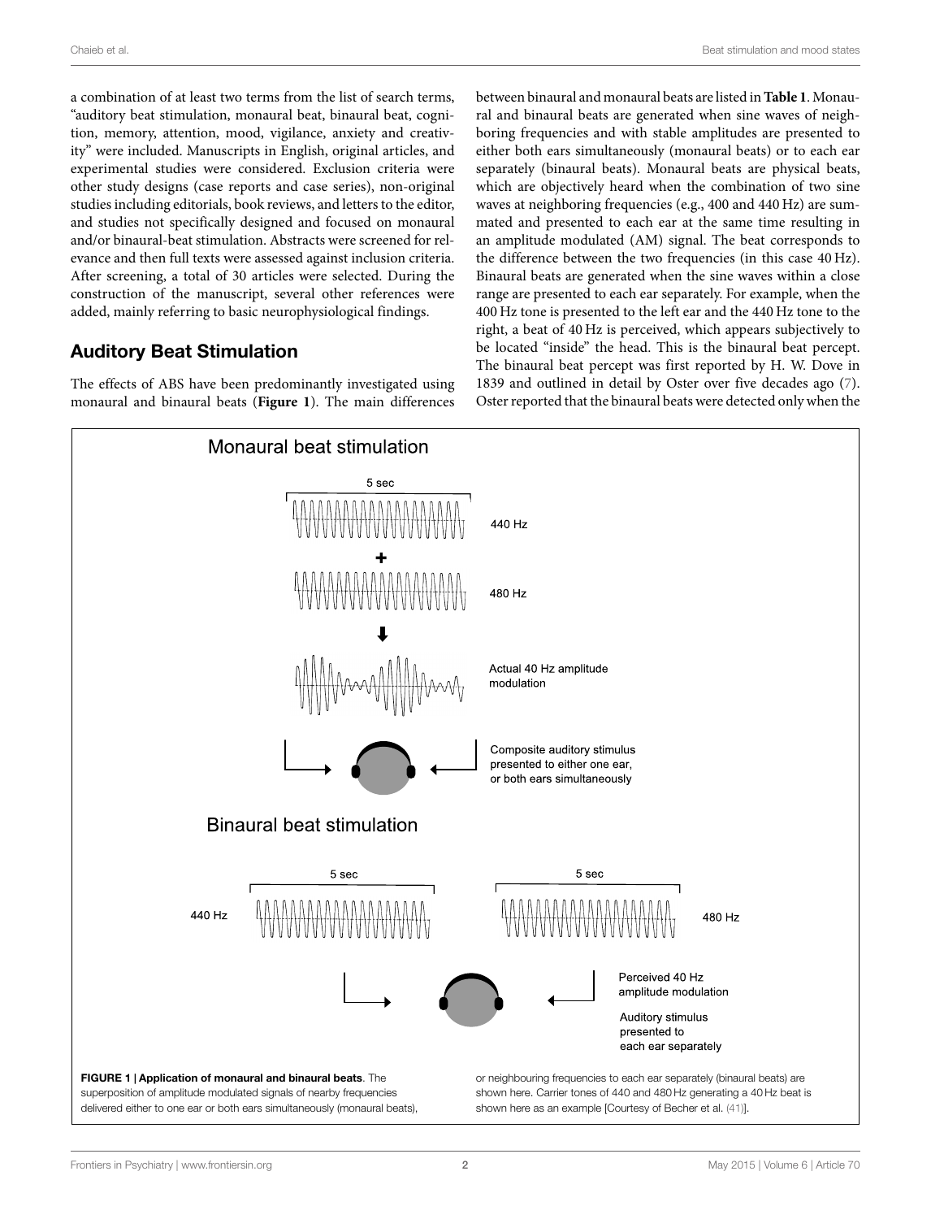a combination of at least two terms from the list of search terms, "auditory beat stimulation, monaural beat, binaural beat, cognition, memory, attention, mood, vigilance, anxiety and creativity" were included. Manuscripts in English, original articles, and experimental studies were considered. Exclusion criteria were other study designs (case reports and case series), non-original studies including editorials, book reviews, and letters to the editor, and studies not specifically designed and focused on monaural and/or binaural-beat stimulation. Abstracts were screened for relevance and then full texts were assessed against inclusion criteria. After screening, a total of 30 articles were selected. During the construction of the manuscript, several other references were added, mainly referring to basic neurophysiological findings.

## Auditory Beat Stimulation

The effects of ABS have been predominantly investigated using monaural and binaural beats (**Figure 1**). The main differences between binaural and monaural beats are listed in **Table 1**. Monaural and binaural beats are generated when sine waves of neighboring frequencies and with stable amplitudes are presented to either both ears simultaneously (monaural beats) or to each ear separately (binaural beats). Monaural beats are physical beats, which are objectively heard when the combination of two sine waves at neighboring frequencies (e.g., 400 and 440 Hz) are summated and presented to each ear at the same time resulting in an amplitude modulated (AM) signal. The beat corresponds to the difference between the two frequencies (in this case 40 Hz). Binaural beats are generated when the sine waves within a close range are presented to each ear separately. For example, when the 400 Hz tone is presented to the left ear and the 440 Hz tone to the right, a beat of 40 Hz is perceived, which appears subjectively to be located "inside" the head. This is the binaural beat percept. The binaural beat percept was first reported by H. W. Dove in 1839 and outlined in detail by Oster over five decades ago (7). Oster reported that the binaural beats were detected only when the

**FIGURE 1 | Application of monaural and binaural beats**. The superposition of amplitude modulated signals of nearby frequencies delivered either to one ear or both ears simultaneously (monaural beats), or neighbouring frequencies to each ear separately (binaural beats) are shown here. Carrier tones of 440 and 480 Hz generating a 40 Hz beat is shown here as an example [Courtesy of Becher et al. (41)].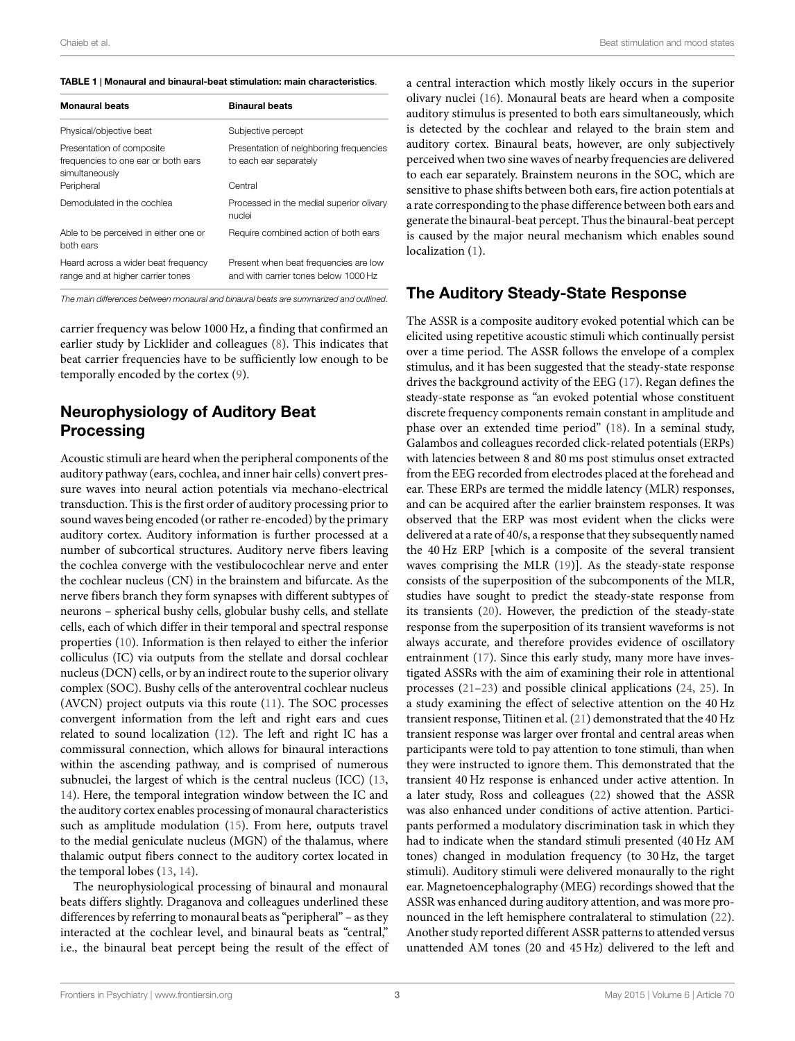**TABLE 1 | Monaural and binaural-beat stimulation: main characteristics.**

| Monaural beats | Binaural beats |
|---|---|
| Physical/objective beat | Subjective percept |
| Presentation of composite frequencies to one ear or both ears simultaneously | Presentation of neighboring frequencies to each ear separately |
| Peripheral | Central |
| Demodulated in the cochlea | Processed in the medial superior olivary nuclei |
| Able to be perceived in either one or both ears | Require combined action of both ears |
| Heard across a wider beat frequency range and at higher carrier tones | Present when beat frequencies are low and with carrier tones below 1000 Hz |

*The main differences between monaural and binaural beats are summarized and outlined.*

carrier frequency was below 1000 Hz, a finding that confirmed an earlier study by Licklider and colleagues (8). This indicates that beat carrier frequencies have to be sufficiently low enough to be temporally encoded by the cortex (9).

## Neurophysiology of Auditory Beat Processing

Acoustic stimuli are heard when the peripheral components of the auditory pathway (ears, cochlea, and inner hair cells) convert pressure waves into neural action potentials via mechano-electrical transduction. This is the first order of auditory processing prior to sound waves being encoded (or rather re-encoded) by the primary auditory cortex. Auditory information is further processed at a number of subcortical structures. Auditory nerve fibers leaving the cochlea converge with the vestibulocochlear nerve and enter the cochlear nucleus (CN) in the brainstem and bifurcate. As the nerve fibers branch they form synapses with different subtypes of neurons – spherical bushy cells, globular bushy cells, and stellate cells, each of which differ in their temporal and spectral response properties (10). Information is then relayed to either the inferior colliculus (IC) via outputs from the stellate and dorsal cochlear nucleus (DCN) cells, or by an indirect route to the superior olivary complex (SOC). Bushy cells of the anteroventral cochlear nucleus (AVCN) project outputs via this route (11). The SOC processes convergent information from the left and right ears and cues related to sound localization (12). The left and right IC has a commissural connection, which allows for binaural interactions within the ascending pathway, and is comprised of numerous subnuclei, the largest of which is the central nucleus (ICC) (13, 14). Here, the temporal integration window between the IC and the auditory cortex enables processing of monaural characteristics such as amplitude modulation (15). From here, outputs travel to the medial geniculate nucleus (MGN) of the thalamus, where thalamic output fibers connect to the auditory cortex located in the temporal lobes (13, 14).

The neurophysiological processing of binaural and monaural beats differs slightly. Draganova and colleagues underlined these differences by referring to monaural beats as "peripheral" – as they interacted at the cochlear level, and binaural beats as "central," i.e., the binaural beat percept being the result of the effect of a central interaction which mostly likely occurs in the superior olivary nuclei (16). Monaural beats are heard when a composite auditory stimulus is presented to both ears simultaneously, which is detected by the cochlear and relayed to the brain stem and auditory cortex. Binaural beats, however, are only subjectively perceived when two sine waves of nearby frequencies are delivered to each ear separately. Brainstem neurons in the SOC, which are sensitive to phase shifts between both ears, fire action potentials at a rate corresponding to the phase difference between both ears and generate the binaural-beat percept. Thus the binaural-beat percept is caused by the major neural mechanism which enables sound localization (1).

## The Auditory Steady-State Response

The ASSR is a composite auditory evoked potential which can be elicited using repetitive acoustic stimuli which continually persist over a time period. The ASSR follows the envelope of a complex stimulus, and it has been suggested that the steady-state response drives the background activity of the EEG (17). Regan defines the steady-state response as "an evoked potential whose constituent discrete frequency components remain constant in amplitude and phase over an extended time period" (18). In a seminal study, Galambos and colleagues recorded click-related potentials (ERPs) with latencies between 8 and 80 ms post stimulus onset extracted from the EEG recorded from electrodes placed at the forehead and ear. These ERPs are termed the middle latency (MLR) responses, and can be acquired after the earlier brainstem responses. It was observed that the ERP was most evident when the clicks were delivered at a rate of 40/s, a response that they subsequently named the 40 Hz ERP [which is a composite of the several transient waves comprising the MLR (19)]. As the steady-state response consists of the superposition of the subcomponents of the MLR, studies have sought to predict the steady-state response from its transients (20). However, the prediction of the steady-state response from the superposition of its transient waveforms is not always accurate, and therefore provides evidence of oscillatory entrainment (17). Since this early study, many more have investigated ASSRs with the aim of examining their role in attentional processes (21–23) and possible clinical applications (24, 25). In a study examining the effect of selective attention on the 40 Hz transient response, Tiitinen et al. (21) demonstrated that the 40 Hz transient response was larger over frontal and central areas when participants were told to pay attention to tone stimuli, than when they were instructed to ignore them. This demonstrated that the transient 40 Hz response is enhanced under active attention. In a later study, Ross and colleagues (22) showed that the ASSR was also enhanced under conditions of active attention. Participants performed a modulatory discrimination task in which they had to indicate when the standard stimuli presented (40 Hz AM tones) changed in modulation frequency (to 30 Hz, the target stimuli). Auditory stimuli were delivered monaurally to the right ear. Magnetoencephalography (MEG) recordings showed that the ASSR was enhanced during auditory attention, and was more pronounced in the left hemisphere contralateral to stimulation (22). Another study reported different ASSR patterns to attended versus unattended AM tones (20 and 45 Hz) delivered to the left and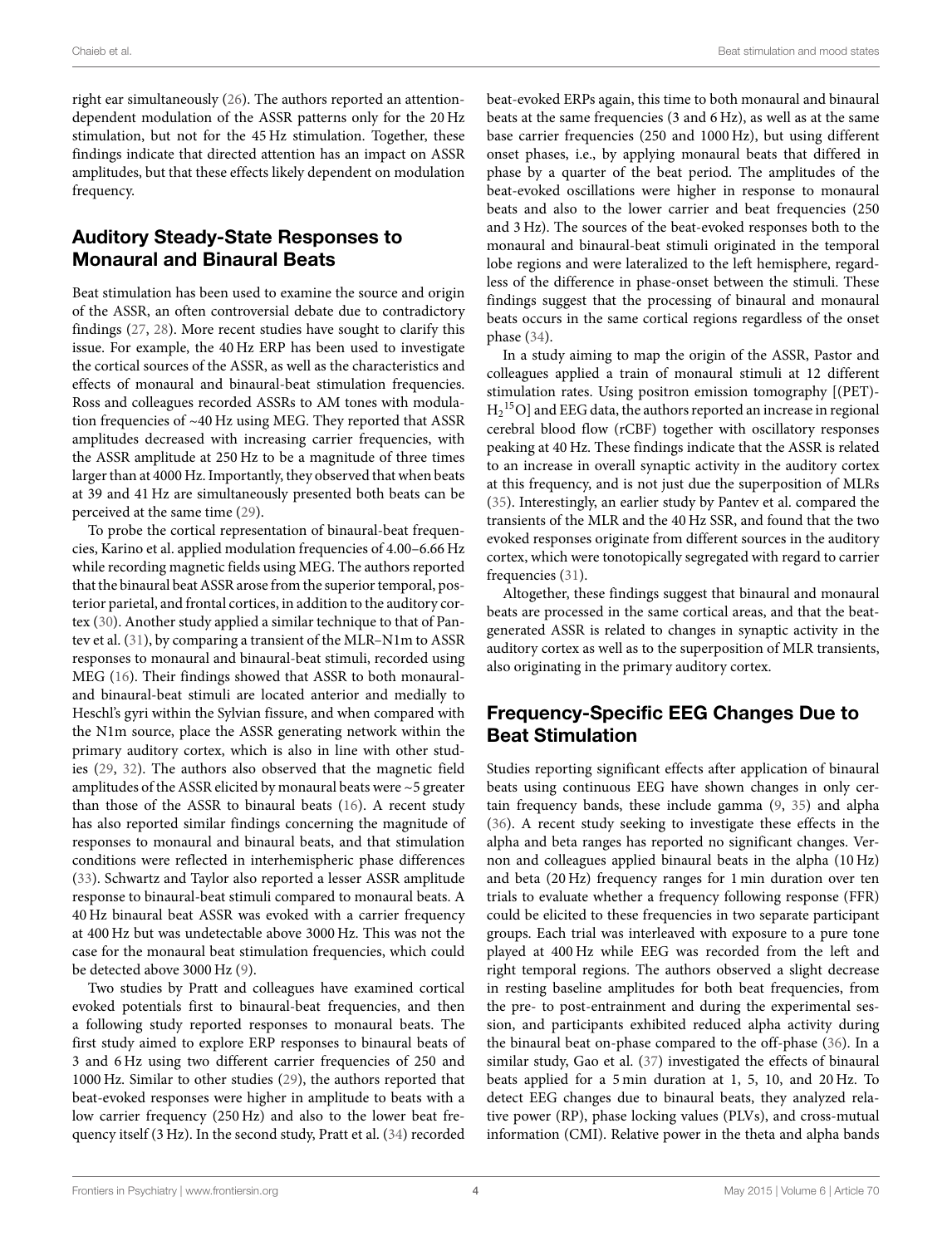right ear simultaneously (26). The authors reported an attention-dependent modulation of the ASSR patterns only for the 20 Hz stimulation, but not for the 45 Hz stimulation. Together, these findings indicate that directed attention has an impact on ASSR amplitudes, but that these effects likely dependent on modulation frequency.

## Auditory Steady-State Responses to Monaural and Binaural Beats

Beat stimulation has been used to examine the source and origin of the ASSR, an often controversial debate due to contradictory findings (27, 28). More recent studies have sought to clarify this issue. For example, the 40 Hz ERP has been used to investigate the cortical sources of the ASSR, as well as the characteristics and effects of monaural and binaural-beat stimulation frequencies. Ross and colleagues recorded ASSRs to AM tones with modulation frequencies of ~40 Hz using MEG. They reported that ASSR amplitudes decreased with increasing carrier frequencies, with the ASSR amplitude at 250 Hz to be a magnitude of three times larger than at 4000 Hz. Importantly, they observed that when beats at 39 and 41 Hz are simultaneously presented both beats can be perceived at the same time (29).

To probe the cortical representation of binaural-beat frequencies, Karino et al. applied modulation frequencies of 4.00–6.66 Hz while recording magnetic fields using MEG. The authors reported that the binaural beat ASSR arose from the superior temporal, posterior parietal, and frontal cortices, in addition to the auditory cortex (30). Another study applied a similar technique to that of Pantev et al. (31), by comparing a transient of the MLR–N1m to ASSR responses to monaural and binaural-beat stimuli, recorded using MEG (16). Their findings showed that ASSR to both monaural- and binaural-beat stimuli are located anterior and medially to Heschl's gyri within the Sylvian fissure, and when compared with the N1m source, place the ASSR generating network within the primary auditory cortex, which is also in line with other studies (29, 32). The authors also observed that the magnetic field amplitudes of the ASSR elicited by monaural beats were ~5 greater than those of the ASSR to binaural beats (16). A recent study has also reported similar findings concerning the magnitude of responses to monaural and binaural beats, and that stimulation conditions were reflected in interhemispheric phase differences (33). Schwartz and Taylor also reported a lesser ASSR amplitude response to binaural-beat stimuli compared to monaural beats. A 40 Hz binaural beat ASSR was evoked with a carrier frequency at 400 Hz but was undetectable above 3000 Hz. This was not the case for the monaural beat stimulation frequencies, which could be detected above 3000 Hz (9).

Two studies by Pratt and colleagues have examined cortical evoked potentials first to binaural-beat frequencies, and then a following study reported responses to monaural beats. The first study aimed to explore ERP responses to binaural beats of 3 and 6 Hz using two different carrier frequencies of 250 and 1000 Hz. Similar to other studies (29), the authors reported that beat-evoked responses were higher in amplitude to beats with a low carrier frequency (250 Hz) and also to the lower beat frequency itself (3 Hz). In the second study, Pratt et al. (34) recorded beat-evoked ERPs again, this time to both monaural and binaural beats at the same frequencies (3 and 6 Hz), as well as at the same base carrier frequencies (250 and 1000 Hz), but using different onset phases, i.e., by applying monaural beats that differed in phase by a quarter of the beat period. The amplitudes of the beat-evoked oscillations were higher in response to monaural beats and also to the lower carrier and beat frequencies (250 and 3 Hz). The sources of the beat-evoked responses both to the monaural and binaural-beat stimuli originated in the temporal lobe regions and were lateralized to the left hemisphere, regardless of the difference in phase-onset between the stimuli. These findings suggest that the processing of binaural and monaural beats occurs in the same cortical regions regardless of the onset phase (34).

In a study aiming to map the origin of the ASSR, Pastor and colleagues applied a train of monaural stimuli at 12 different stimulation rates. Using positron emission tomography [(PET)-$H_2{}^{15}O$] and EEG data, the authors reported an increase in regional cerebral blood flow (rCBF) together with oscillatory responses peaking at 40 Hz. These findings indicate that the ASSR is related to an increase in overall synaptic activity in the auditory cortex at this frequency, and is not just due the superposition of MLRs (35). Interestingly, an earlier study by Pantev et al. compared the transients of the MLR and the 40 Hz SSR, and found that the two evoked responses originate from different sources in the auditory cortex, which were tonotopically segregated with regard to carrier frequencies (31).

Altogether, these findings suggest that binaural and monaural beats are processed in the same cortical areas, and that the beat-generated ASSR is related to changes in synaptic activity in the auditory cortex as well as to the superposition of MLR transients, also originating in the primary auditory cortex.

## Frequency-Specific EEG Changes Due to Beat Stimulation

Studies reporting significant effects after application of binaural beats using continuous EEG have shown changes in only certain frequency bands, these include gamma (9, 35) and alpha (36). A recent study seeking to investigate these effects in the alpha and beta ranges has reported no significant changes. Vernon and colleagues applied binaural beats in the alpha (10 Hz) and beta (20 Hz) frequency ranges for 1 min duration over ten trials to evaluate whether a frequency following response (FFR) could be elicited to these frequencies in two separate participant groups. Each trial was interleaved with exposure to a pure tone played at 400 Hz while EEG was recorded from the left and right temporal regions. The authors observed a slight decrease in resting baseline amplitudes for both beat frequencies, from the pre- to post-entrainment and during the experimental session, and participants exhibited reduced alpha activity during the binaural beat on-phase compared to the off-phase (36). In a similar study, Gao et al. (37) investigated the effects of binaural beats applied for a 5 min duration at 1, 5, 10, and 20 Hz. To detect EEG changes due to binaural beats, they analyzed relative power (RP), phase locking values (PLVs), and cross-mutual information (CMI). Relative power in the theta and alpha bands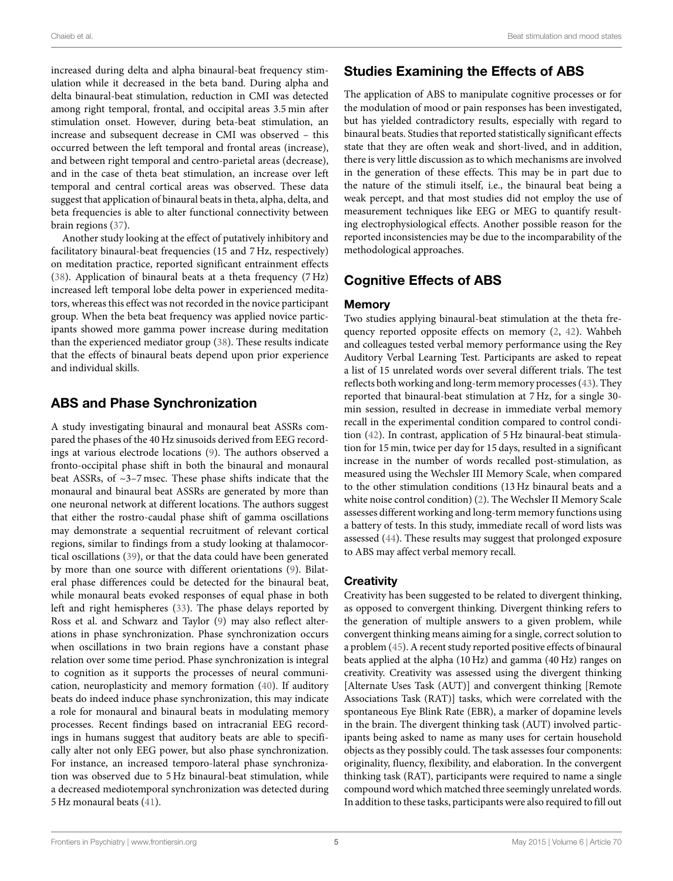increased during delta and alpha binaural-beat frequency stimulation while it decreased in the beta band. During alpha and delta binaural-beat stimulation, reduction in CMI was detected among right temporal, frontal, and occipital areas 3.5 min after stimulation onset. However, during beta-beat stimulation, an increase and subsequent decrease in CMI was observed – this occurred between the left temporal and frontal areas (increase), and between right temporal and centro-parietal areas (decrease), and in the case of theta beat stimulation, an increase over left temporal and central cortical areas was observed. These data suggest that application of binaural beats in theta, alpha, delta, and beta frequencies is able to alter functional connectivity between brain regions (37).

Another study looking at the effect of putatively inhibitory and facilitatory binaural-beat frequencies (15 and 7 Hz, respectively) on meditation practice, reported significant entrainment effects (38). Application of binaural beats at a theta frequency (7 Hz) increased left temporal lobe delta power in experienced meditators, whereas this effect was not recorded in the novice participant group. When the beta beat frequency was applied novice participants showed more gamma power increase during meditation than the experienced mediator group (38). These results indicate that the effects of binaural beats depend upon prior experience and individual skills.

## ABS and Phase Synchronization

A study investigating binaural and monaural beat ASSRs compared the phases of the 40 Hz sinusoids derived from EEG recordings at various electrode locations (9). The authors observed a fronto-occipital phase shift in both the binaural and monaural beat ASSRs, of ~3–7 msec. These phase shifts indicate that the monaural and binaural beat ASSRs are generated by more than one neuronal network at different locations. The authors suggest that either the rostro-caudal phase shift of gamma oscillations may demonstrate a sequential recruitment of relevant cortical regions, similar to findings from a study looking at thalamocortical oscillations (39), or that the data could have been generated by more than one source with different orientations (9). Bilateral phase differences could be detected for the binaural beat, while monaural beats evoked responses of equal phase in both left and right hemispheres (33). The phase delays reported by Ross et al. and Schwarz and Taylor (9) may also reflect alterations in phase synchronization. Phase synchronization occurs when oscillations in two brain regions have a constant phase relation over some time period. Phase synchronization is integral to cognition as it supports the processes of neural communication, neuroplasticity and memory formation (40). If auditory beats do indeed induce phase synchronization, this may indicate a role for monaural and binaural beats in modulating memory processes. Recent findings based on intracranial EEG recordings in humans suggest that auditory beats are able to specifically alter not only EEG power, but also phase synchronization. For instance, an increased temporo-lateral phase synchronization was observed due to 5 Hz binaural-beat stimulation, while a decreased mediotemporal synchronization was detected during 5 Hz monaural beats (41).

## Studies Examining the Effects of ABS

The application of ABS to manipulate cognitive processes or for the modulation of mood or pain responses has been investigated, but has yielded contradictory results, especially with regard to binaural beats. Studies that reported statistically significant effects state that they are often weak and short-lived, and in addition, there is very little discussion as to which mechanisms are involved in the generation of these effects. This may be in part due to the nature of the stimuli itself, i.e., the binaural beat being a weak percept, and that most studies did not employ the use of measurement techniques like EEG or MEG to quantify resulting electrophysiological effects. Another possible reason for the reported inconsistencies may be due to the incomparability of the methodological approaches.

## Cognitive Effects of ABS

### Memory

Two studies applying binaural-beat stimulation at the theta frequency reported opposite effects on memory (2, 42). Wahbeh and colleagues tested verbal memory performance using the Rey Auditory Verbal Learning Test. Participants are asked to repeat a list of 15 unrelated words over several different trials. The test reflects both working and long-term memory processes (43). They reported that binaural-beat stimulation at 7 Hz, for a single 30-min session, resulted in decrease in immediate verbal memory recall in the experimental condition compared to control condition (42). In contrast, application of 5 Hz binaural-beat stimulation for 15 min, twice per day for 15 days, resulted in a significant increase in the number of words recalled post-stimulation, as measured using the Wechsler III Memory Scale, when compared to the other stimulation conditions (13 Hz binaural beats and a white noise control condition) (2). The Wechsler II Memory Scale assesses different working and long-term memory functions using a battery of tests. In this study, immediate recall of word lists was assessed (44). These results may suggest that prolonged exposure to ABS may affect verbal memory recall.

### Creativity

Creativity has been suggested to be related to divergent thinking, as opposed to convergent thinking. Divergent thinking refers to the generation of multiple answers to a given problem, while convergent thinking means aiming for a single, correct solution to a problem (45). A recent study reported positive effects of binaural beats applied at the alpha (10 Hz) and gamma (40 Hz) ranges on creativity. Creativity was assessed using the divergent thinking [Alternate Uses Task (AUT)] and convergent thinking [Remote Associations Task (RAT)] tasks, which were correlated with the spontaneous Eye Blink Rate (EBR), a marker of dopamine levels in the brain. The divergent thinking task (AUT) involved participants being asked to name as many uses for certain household objects as they possibly could. The task assesses four components: originality, fluency, flexibility, and elaboration. In the convergent thinking task (RAT), participants were required to name a single compound word which matched three seemingly unrelated words. In addition to these tasks, participants were also required to fill out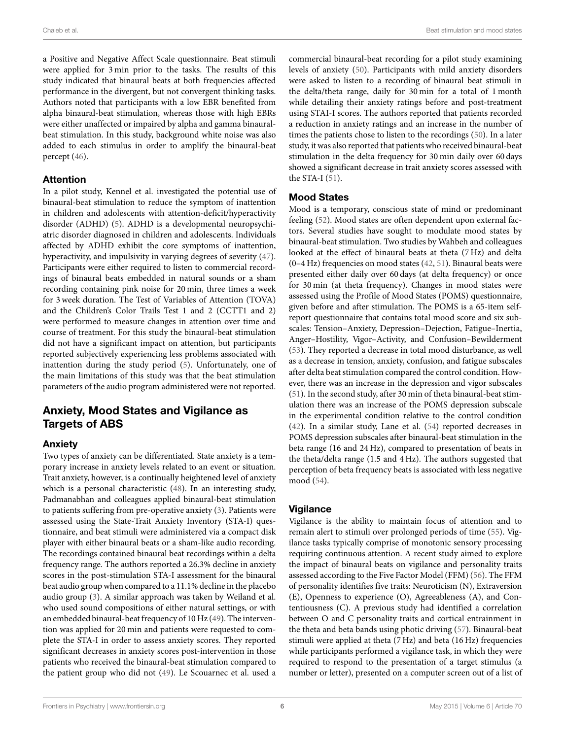a Positive and Negative Affect Scale questionnaire. Beat stimuli were applied for 3 min prior to the tasks. The results of this study indicated that binaural beats at both frequencies affected performance in the divergent, but not convergent thinking tasks. Authors noted that participants with a low EBR benefited from alpha binaural-beat stimulation, whereas those with high EBRs were either unaffected or impaired by alpha and gamma binaural-beat stimulation. In this study, background white noise was also added to each stimulus in order to amplify the binaural-beat percept (46).

### Attention

In a pilot study, Kennel et al. investigated the potential use of binaural-beat stimulation to reduce the symptom of inattention in children and adolescents with attention-deficit/hyperactivity disorder (ADHD) (5). ADHD is a developmental neuropsychiatric disorder diagnosed in children and adolescents. Individuals affected by ADHD exhibit the core symptoms of inattention, hyperactivity, and impulsivity in varying degrees of severity (47). Participants were either required to listen to commercial recordings of binaural beats embedded in natural sounds or a sham recording containing pink noise for 20 min, three times a week for 3 week duration. The Test of Variables of Attention (TOVA) and the Children's Color Trails Test 1 and 2 (CCTT1 and 2) were performed to measure changes in attention over time and course of treatment. For this study the binaural-beat stimulation did not have a significant impact on attention, but participants reported subjectively experiencing less problems associated with inattention during the study period (5). Unfortunately, one of the main limitations of this study was that the beat stimulation parameters of the audio program administered were not reported.

## Anxiety, Mood States and Vigilance as Targets of ABS

### Anxiety

Two types of anxiety can be differentiated. State anxiety is a temporary increase in anxiety levels related to an event or situation. Trait anxiety, however, is a continually heightened level of anxiety which is a personal characteristic (48). In an interesting study, Padmanabhan and colleagues applied binaural-beat stimulation to patients suffering from pre-operative anxiety (3). Patients were assessed using the State-Trait Anxiety Inventory (STA-I) questionnaire, and beat stimuli were administered via a compact disk player with either binaural beats or a sham-like audio recording. The recordings contained binaural beat recordings within a delta frequency range. The authors reported a 26.3% decline in anxiety scores in the post-stimulation STA-I assessment for the binaural beat audio group when compared to a 11.1% decline in the placebo audio group (3). A similar approach was taken by Weiland et al. who used sound compositions of either natural settings, or with an embedded binaural-beat frequency of 10 Hz (49). The intervention was applied for 20 min and patients were requested to complete the STA-I in order to assess anxiety scores. They reported significant decreases in anxiety scores post-intervention in those patients who received the binaural-beat stimulation compared to the patient group who did not (49). Le Scouarnec et al. used a commercial binaural-beat recording for a pilot study examining levels of anxiety (50). Participants with mild anxiety disorders were asked to listen to a recording of binaural beat stimuli in the delta/theta range, daily for 30 min for a total of 1 month while detailing their anxiety ratings before and post-treatment using STAI-I scores. The authors reported that patients recorded a reduction in anxiety ratings and an increase in the number of times the patients chose to listen to the recordings (50). In a later study, it was also reported that patients who received binaural-beat stimulation in the delta frequency for 30 min daily over 60 days showed a significant decrease in trait anxiety scores assessed with the STA-I (51).

### Mood States

Mood is a temporary, conscious state of mind or predominant feeling (52). Mood states are often dependent upon external factors. Several studies have sought to modulate mood states by binaural-beat stimulation. Two studies by Wahbeh and colleagues looked at the effect of binaural beats at theta (7 Hz) and delta (0–4 Hz) frequencies on mood states (42, 51). Binaural beats were presented either daily over 60 days (at delta frequency) or once for 30 min (at theta frequency). Changes in mood states were assessed using the Profile of Mood States (POMS) questionnaire, given before and after stimulation. The POMS is a 65-item self-report questionnaire that contains total mood score and six subscales: Tension–Anxiety, Depression–Dejection, Fatigue–Inertia, Anger–Hostility, Vigor–Activity, and Confusion–Bewilderment (53). They reported a decrease in total mood disturbance, as well as a decrease in tension, anxiety, confusion, and fatigue subscales after delta beat stimulation compared the control condition. However, there was an increase in the depression and vigor subscales (51). In the second study, after 30 min of theta binaural-beat stimulation there was an increase of the POMS depression subscale in the experimental condition relative to the control condition (42). In a similar study, Lane et al. (54) reported decreases in POMS depression subscales after binaural-beat stimulation in the beta range (16 and 24 Hz), compared to presentation of beats in the theta/delta range (1.5 and 4 Hz). The authors suggested that perception of beta frequency beats is associated with less negative mood (54).

### Vigilance

Vigilance is the ability to maintain focus of attention and to remain alert to stimuli over prolonged periods of time (55). Vigilance tasks typically comprise of monotonic sensory processing requiring continuous attention. A recent study aimed to explore the impact of binaural beats on vigilance and personality traits assessed according to the Five Factor Model (FFM) (56). The FFM of personality identifies five traits: Neuroticism (N), Extraversion (E), Openness to experience (O), Agreeableness (A), and Contentiousness (C). A previous study had identified a correlation between O and C personality traits and cortical entrainment in the theta and beta bands using photic driving (57). Binaural-beat stimuli were applied at theta (7 Hz) and beta (16 Hz) frequencies while participants performed a vigilance task, in which they were required to respond to the presentation of a target stimulus (a number or letter), presented on a computer screen out of a list of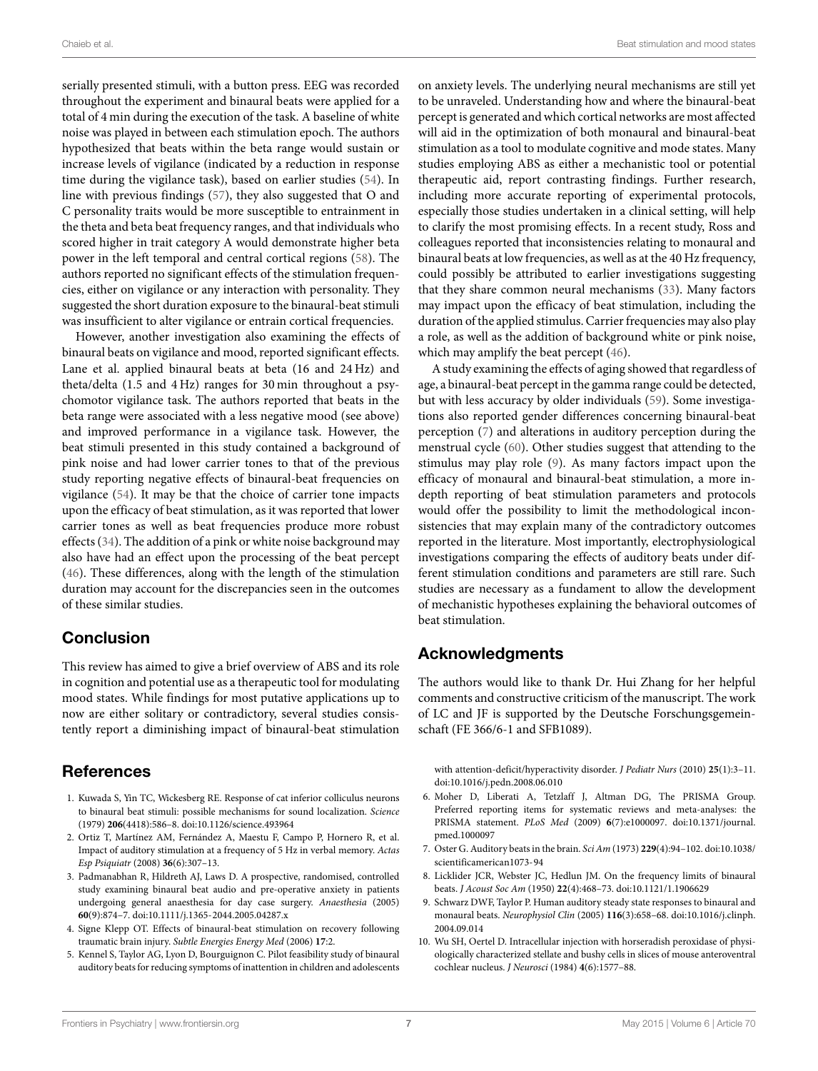serially presented stimuli, with a button press. EEG was recorded throughout the experiment and binaural beats were applied for a total of 4 min during the execution of the task. A baseline of white noise was played in between each stimulation epoch. The authors hypothesized that beats within the beta range would sustain or increase levels of vigilance (indicated by a reduction in response time during the vigilance task), based on earlier studies (54). In line with previous findings (57), they also suggested that O and C personality traits would be more susceptible to entrainment in the theta and beta beat frequency ranges, and that individuals who scored higher in trait category A would demonstrate higher beta power in the left temporal and central cortical regions (58). The authors reported no significant effects of the stimulation frequencies, either on vigilance or any interaction with personality. They suggested the short duration exposure to the binaural-beat stimuli was insufficient to alter vigilance or entrain cortical frequencies.

However, another investigation also examining the effects of binaural beats on vigilance and mood, reported significant effects. Lane et al. applied binaural beats at beta (16 and 24 Hz) and theta/delta (1.5 and 4 Hz) ranges for 30 min throughout a psychomotor vigilance task. The authors reported that beats in the beta range were associated with a less negative mood (see above) and improved performance in a vigilance task. However, the beat stimuli presented in this study contained a background of pink noise and had lower carrier tones to that of the previous study reporting negative effects of binaural-beat frequencies on vigilance (54). It may be that the choice of carrier tone impacts upon the efficacy of beat stimulation, as it was reported that lower carrier tones as well as beat frequencies produce more robust effects (34). The addition of a pink or white noise background may also have had an effect upon the processing of the beat percept (46). These differences, along with the length of the stimulation duration may account for the discrepancies seen in the outcomes of these similar studies.

## Conclusion

This review has aimed to give a brief overview of ABS and its role in cognition and potential use as a therapeutic tool for modulating mood states. While findings for most putative applications up to now are either solitary or contradictory, several studies consistently report a diminishing impact of binaural-beat stimulation on anxiety levels. The underlying neural mechanisms are still yet to be unraveled. Understanding how and where the binaural-beat percept is generated and which cortical networks are most affected will aid in the optimization of both monaural and binaural-beat stimulation as a tool to modulate cognitive and mode states. Many studies employing ABS as either a mechanistic tool or potential therapeutic aid, report contrasting findings. Further research, including more accurate reporting of experimental protocols, especially those studies undertaken in a clinical setting, will help to clarify the most promising effects. In a recent study, Ross and colleagues reported that inconsistencies relating to monaural and binaural beats at low frequencies, as well as at the 40 Hz frequency, could possibly be attributed to earlier investigations suggesting that they share common neural mechanisms (33). Many factors may impact upon the efficacy of beat stimulation, including the duration of the applied stimulus. Carrier frequencies may also play a role, as well as the addition of background white or pink noise, which may amplify the beat percept (46).

A study examining the effects of aging showed that regardless of age, a binaural-beat percept in the gamma range could be detected, but with less accuracy by older individuals (59). Some investigations also reported gender differences concerning binaural-beat perception (7) and alterations in auditory perception during the menstrual cycle (60). Other studies suggest that attending to the stimulus may play role (9). As many factors impact upon the efficacy of monaural and binaural-beat stimulation, a more in-depth reporting of beat stimulation parameters and protocols would offer the possibility to limit the methodological inconsistencies that may explain many of the contradictory outcomes reported in the literature. Most importantly, electrophysiological investigations comparing the effects of auditory beats under different stimulation conditions and parameters are still rare. Such studies are necessary as a fundament to allow the development of mechanistic hypotheses explaining the behavioral outcomes of beat stimulation.

## Acknowledgments

The authors would like to thank Dr. Hui Zhang for her helpful comments and constructive criticism of the manuscript. The work of LC and JF is supported by the Deutsche Forschungsgemeinschaft (FE 366/6-1 and SFB1089).

## References

1. Kuwada S, Yin TC, Wickesberg RE. Response of cat inferior colliculus neurons to binaural beat stimuli: possible mechanisms for sound localization. *Science* (1979) **206**(4418):586–8. doi:10.1126/science.493964
2. Ortiz T, Martínez AM, Fernández A, Maestu F, Campo P, Hornero R, et al. Impact of auditory stimulation at a frequency of 5 Hz in verbal memory. *Actas Esp Psiquiatr* (2008) **36**(6):307–13.
3. Padmanabhan R, Hildreth AJ, Laws D. A prospective, randomised, controlled study examining binaural beat audio and pre-operative anxiety in patients undergoing general anaesthesia for day case surgery. *Anaesthesia* (2005) **60**(9):874–7. doi:10.1111/j.1365-2044.2005.04287.x
4. Signe Klepp OT. Effects of binaural-beat stimulation on recovery following traumatic brain injury. *Subtle Energies Energy Med* (2006) **17**:2.
5. Kennel S, Taylor AG, Lyon D, Bourguignon C. Pilot feasibility study of binaural auditory beats for reducing symptoms of inattention in children and adolescents with attention-deficit/hyperactivity disorder. *J Pediatr Nurs* (2010) **25**(1):3–11. doi:10.1016/j.pedn.2008.06.010
6. Moher D, Liberati A, Tetzlaff J, Altman DG, The PRISMA Group. Preferred reporting items for systematic reviews and meta-analyses: the PRISMA statement. *PLoS Med* (2009) **6**(7):e1000097. doi:10.1371/journal.pmed.1000097
7. Oster G. Auditory beats in the brain. *Sci Am* (1973) **229**(4):94–102. doi:10.1038/scientificamerican1073-94
8. Licklider JCR, Webster JC, Hedlun JM. On the frequency limits of binaural beats. *J Acoust Soc Am* (1950) **22**(4):468–73. doi:10.1121/1.1906629
9. Schwarz DWF, Taylor P. Human auditory steady state responses to binaural and monaural beats. *Neurophysiol Clin* (2005) **116**(3):658–68. doi:10.1016/j.clinph.2004.09.014
10. Wu SH, Oertel D. Intracellular injection with horseradish peroxidase of physiologically characterized stellate and bushy cells in slices of mouse anteroventral cochlear nucleus. *J Neurosci* (1984) **4**(6):1577–88.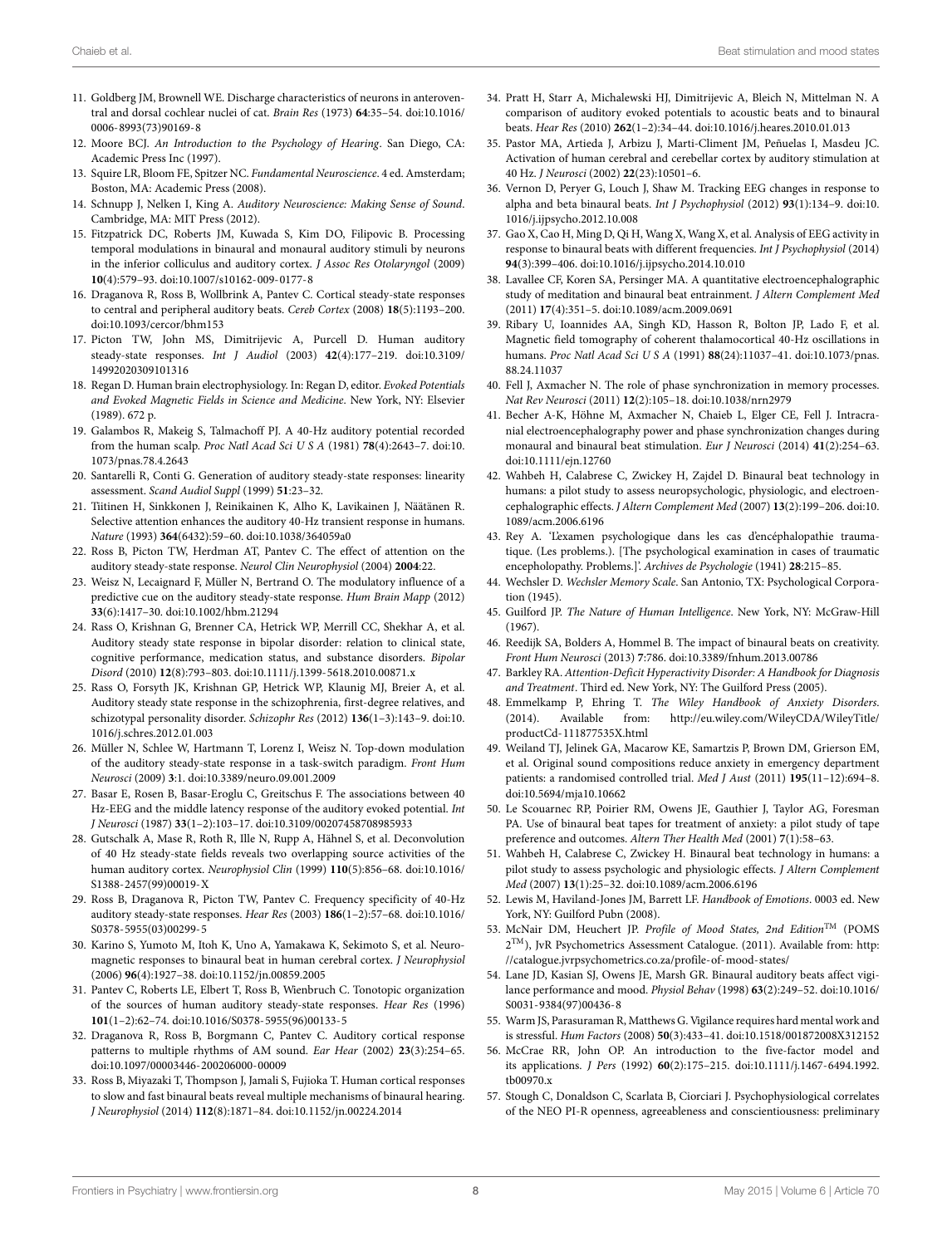11. Goldberg JM, Brownell WE. Discharge characteristics of neurons in anteroventral and dorsal cochlear nuclei of cat. *Brain Res* (1973) **64**:35–54. doi:10.1016/0006-8993(73)90169-8
12. Moore BCJ. *An Introduction to the Psychology of Hearing*. San Diego, CA: Academic Press Inc (1997).
13. Squire LR, Bloom FE, Spitzer NC. *Fundamental Neuroscience*. 4 ed. Amsterdam; Boston, MA: Academic Press (2008).
14. Schnupp J, Nelken I, King A. *Auditory Neuroscience: Making Sense of Sound*. Cambridge, MA: MIT Press (2012).
15. Fitzpatrick DC, Roberts JM, Kuwada S, Kim DO, Filipovic B. Processing temporal modulations in binaural and monaural auditory stimuli by neurons in the inferior colliculus and auditory cortex. *J Assoc Res Otolaryngol* (2009) **10**(4):579–93. doi:10.1007/s10162-009-0177-8
16. Draganova R, Ross B, Wollbrink A, Pantev C. Cortical steady-state responses to central and peripheral auditory beats. *Cereb Cortex* (2008) **18**(5):1193–200. doi:10.1093/cercor/bhm153
17. Picton TW, John MS, Dimitrijevic A, Purcell D. Human auditory steady-state responses. *Int J Audiol* (2003) **42**(4):177–219. doi:10.3109/14992020309101316
18. Regan D. Human brain electrophysiology. In: Regan D, editor. *Evoked Potentials and Evoked Magnetic Fields in Science and Medicine*. New York, NY: Elsevier (1989). 672 p.
19. Galambos R, Makeig S, Talmachoff PJ. A 40-Hz auditory potential recorded from the human scalp. *Proc Natl Acad Sci U S A* (1981) **78**(4):2643–7. doi:10.1073/pnas.78.4.2643
20. Santarelli R, Conti G. Generation of auditory steady-state responses: linearity assessment. *Scand Audiol Suppl* (1999) **51**:23–32.
21. Tiitinen H, Sinkkonen J, Reinikainen K, Alho K, Lavikainen J, Näätänen R. Selective attention enhances the auditory 40-Hz transient response in humans. *Nature* (1993) **364**(6432):59–60. doi:10.1038/364059a0
22. Ross B, Picton TW, Herdman AT, Pantev C. The effect of attention on the auditory steady-state response. *Neurol Clin Neurophysiol* (2004) **2004**:22.
23. Weisz N, Lecaignard F, Müller N, Bertrand O. The modulatory influence of a predictive cue on the auditory steady-state response. *Hum Brain Mapp* (2012) **33**(6):1417–30. doi:10.1002/hbm.21294
24. Rass O, Krishnan G, Brenner CA, Hetrick WP, Merrill CC, Shekhar A, et al. Auditory steady state response in bipolar disorder: relation to clinical state, cognitive performance, medication status, and substance disorders. *Bipolar Disord* (2010) **12**(8):793–803. doi:10.1111/j.1399-5618.2010.00871.x
25. Rass O, Forsyth JK, Krishnan GP, Hetrick WP, Klaunig MJ, Breier A, et al. Auditory steady state response in the schizophrenia, first-degree relatives, and schizotypal personality disorder. *Schizophr Res* (2012) **136**(1–3):143–9. doi:10.1016/j.schres.2012.01.003
26. Müller N, Schlee W, Hartmann T, Lorenz I, Weisz N. Top-down modulation of the auditory steady-state response in a task-switch paradigm. *Front Hum Neurosci* (2009) **3**:1. doi:10.3389/neuro.09.001.2009
27. Basar E, Rosen B, Basar-Eroglu C, Greitschus F. The associations between 40 Hz-EEG and the middle latency response of the auditory evoked potential. *Int J Neurosci* (1987) **33**(1–2):103–17. doi:10.3109/00207458708985933
28. Gutschalk A, Mase R, Roth R, Ille N, Rupp A, Hähnel S, et al. Deconvolution of 40 Hz steady-state fields reveals two overlapping source activities of the human auditory cortex. *Neurophysiol Clin* (1999) **110**(5):856–68. doi:10.1016/S1388-2457(99)00019-X
29. Ross B, Draganova R, Picton TW, Pantev C. Frequency specificity of 40-Hz auditory steady-state responses. *Hear Res* (2003) **186**(1–2):57–68. doi:10.1016/S0378-5955(03)00299-5
30. Karino S, Yumoto M, Itoh K, Uno A, Yamakawa K, Sekimoto S, et al. Neuromagnetic responses to binaural beat in human cerebral cortex. *J Neurophysiol* (2006) **96**(4):1927–38. doi:10.1152/jn.00859.2005
31. Pantev C, Roberts LE, Elbert T, Ross B, Wienbruch C. Tonotopic organization of the sources of human auditory steady-state responses. *Hear Res* (1996) **101**(1–2):62–74. doi:10.1016/S0378-5955(96)00133-5
32. Draganova R, Ross B, Borgmann C, Pantev C. Auditory cortical response patterns to multiple rhythms of AM sound. *Ear Hear* (2002) **23**(3):254–65. doi:10.1097/00003446-200206000-00009
33. Ross B, Miyazaki T, Thompson J, Jamali S, Fujioka T. Human cortical responses to slow and fast binaural beats reveal multiple mechanisms of binaural hearing. *J Neurophysiol* (2014) **112**(8):1871–84. doi:10.1152/jn.00224.2014
34. Pratt H, Starr A, Michalewski HJ, Dimitrijevic A, Bleich N, Mittelman N. A comparison of auditory evoked potentials to acoustic beats and to binaural beats. *Hear Res* (2010) **262**(1–2):34–44. doi:10.1016/j.heares.2010.01.013
35. Pastor MA, Artieda J, Arbizu J, Marti-Climent JM, Peñuelas I, Masdeu JC. Activation of human cerebral and cerebellar cortex by auditory stimulation at 40 Hz. *J Neurosci* (2002) **22**(23):10501–6.
36. Vernon D, Peryer G, Louch J, Shaw M. Tracking EEG changes in response to alpha and beta binaural beats. *Int J Psychophysiol* (2012) **93**(1):134–9. doi:10.1016/j.ijpsycho.2012.10.008
37. Gao X, Cao H, Ming D, Qi H, Wang X, Wang X, et al. Analysis of EEG activity in response to binaural beats with different frequencies. *Int J Psychophysiol* (2014) **94**(3):399–406. doi:10.1016/j.ijpsycho.2014.10.010
38. Lavallee CF, Koren SA, Persinger MA. A quantitative electroencephalographic study of meditation and binaural beat entrainment. *J Altern Complement Med* (2011) **17**(4):351–5. doi:10.1089/acm.2009.0691
39. Ribary U, Ioannides AA, Singh KD, Hasson R, Bolton JP, Lado F, et al. Magnetic field tomography of coherent thalamocortical 40-Hz oscillations in humans. *Proc Natl Acad Sci U S A* (1991) **88**(24):11037–41. doi:10.1073/pnas.88.24.11037
40. Fell J, Axmacher N. The role of phase synchronization in memory processes. *Nat Rev Neurosci* (2011) **12**(2):105–18. doi:10.1038/nrn2979
41. Becher A-K, Höhne M, Axmacher N, Chaieb L, Elger CE, Fell J. Intracranial electroencephalography power and phase synchronization changes during monaural and binaural beat stimulation. *Eur J Neurosci* (2014) **41**(2):254–63. doi:10.1111/ejn.12760
42. Wahbeh H, Calabrese C, Zwickey H, Zajdel D. Binaural beat technology in humans: a pilot study to assess neuropsychologic, physiologic, and electroencephalographic effects. *J Altern Complement Med* (2007) **13**(2):199–206. doi:10.1089/acm.2006.6196
43. Rey A. 'L'examen psychologique dans les cas d'encéphalopathie traumatique. (Les problems.). [The psychological examination in cases of traumatic encepholopathy. Problems.]'. *Archives de Psychologie* (1941) **28**:215–85.
44. Wechsler D. *Wechsler Memory Scale*. San Antonio, TX: Psychological Corporation (1945).
45. Guilford JP. *The Nature of Human Intelligence*. New York, NY: McGraw-Hill (1967).
46. Reedijk SA, Bolders A, Hommel B. The impact of binaural beats on creativity. *Front Hum Neurosci* (2013) **7**:786. doi:10.3389/fnhum.2013.00786
47. Barkley RA. *Attention-Deficit Hyperactivity Disorder: A Handbook for Diagnosis and Treatment*. Third ed. New York, NY: The Guilford Press (2005).
48. Emmelkamp P, Ehring T. *The Wiley Handbook of Anxiety Disorders*. (2014). Available from: http://eu.wiley.com/WileyCDA/WileyTitle/productCd-111877535X.html
49. Weiland TJ, Jelinek GA, Macarow KE, Samartzis P, Brown DM, Grierson EM, et al. Original sound compositions reduce anxiety in emergency department patients: a randomised controlled trial. *Med J Aust* (2011) **195**(11–12):694–8. doi:10.5694/mja10.10662
50. Le Scouarnec RP, Poirier RM, Owens JE, Gauthier J, Taylor AG, Foresman PA. Use of binaural beat tapes for treatment of anxiety: a pilot study of tape preference and outcomes. *Altern Ther Health Med* (2001) **7**(1):58–63.
51. Wahbeh H, Calabrese C, Zwickey H. Binaural beat technology in humans: a pilot study to assess psychologic and physiologic effects. *J Altern Complement Med* (2007) **13**(1):25–32. doi:10.1089/acm.2006.6196
52. Lewis M, Haviland-Jones JM, Barrett LF. *Handbook of Emotions*. 0003 ed. New York, NY: Guilford Pubn (2008).
53. McNair DM, Heuchert JP. *Profile of Mood States, 2nd Edition*™ (POMS 2™), JvR Psychometrics Assessment Catalogue. (2011). Available from: http://catalogue.jvrpsychometrics.co.za/profile-of-mood-states/
54. Lane JD, Kasian SJ, Owens JE, Marsh GR. Binaural auditory beats affect vigilance performance and mood. *Physiol Behav* (1998) **63**(2):249–52. doi:10.1016/S0031-9384(97)00436-8
55. Warm JS, Parasuraman R, Matthews G. Vigilance requires hard mental work and is stressful. *Hum Factors* (2008) **50**(3):433–41. doi:10.1518/001872008X312152
56. McCrae RR, John OP. An introduction to the five-factor model and its applications. *J Pers* (1992) **60**(2):175–215. doi:10.1111/j.1467-6494.1992.tb00970.x
57. Stough C, Donaldson C, Scarlata B, Ciorciari J. Psychophysiological correlates of the NEO PI-R openness, agreeableness and conscientiousness: preliminary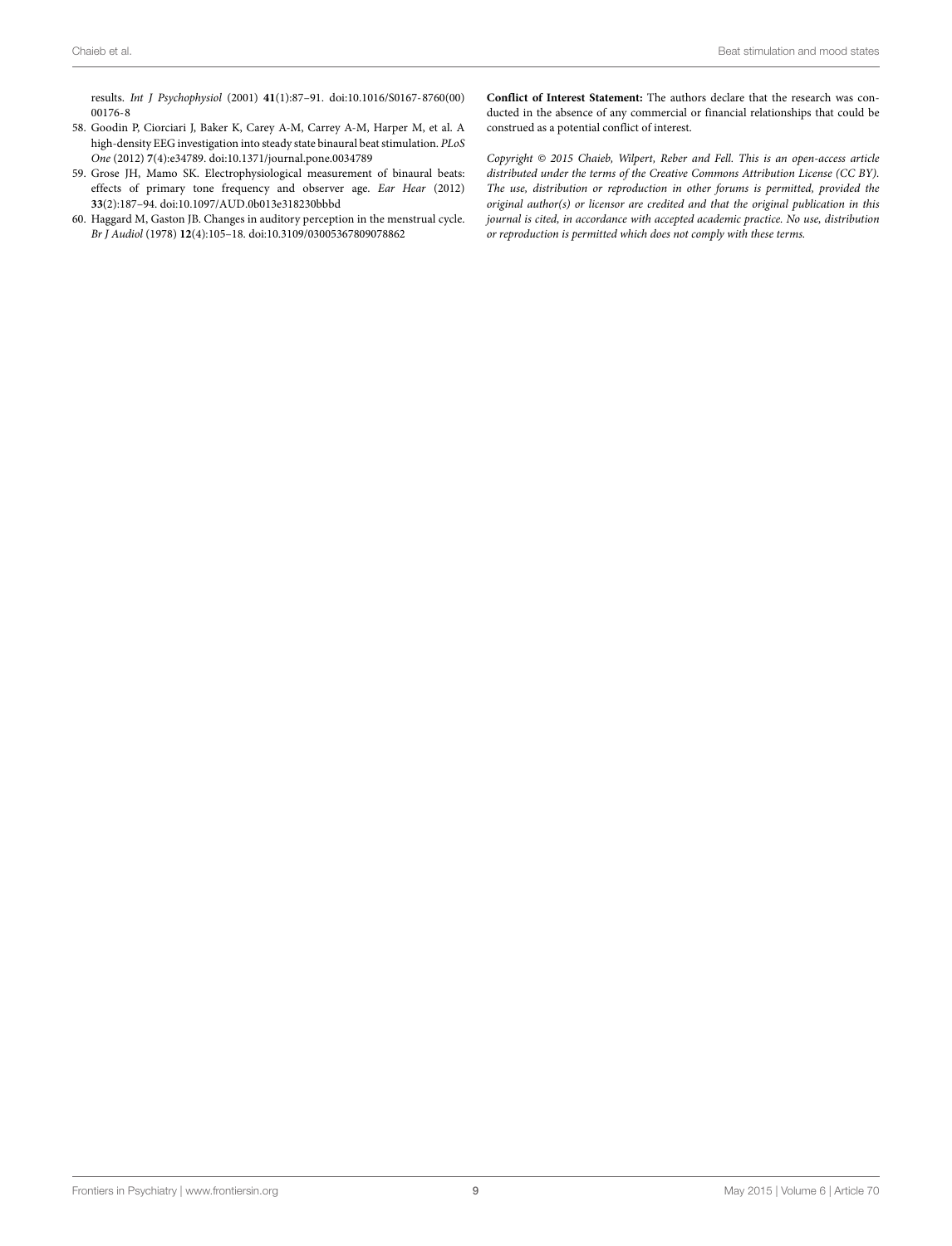results. *Int J Psychophysiol* (2001) **41**(1):87–91. doi:10.1016/S0167-8760(00)00176-8

58. Goodin P, Ciorciari J, Baker K, Carey A-M, Carrey A-M, Harper M, et al. A high-density EEG investigation into steady state binaural beat stimulation. *PLoS One* (2012) **7**(4):e34789. doi:10.1371/journal.pone.0034789
59. Grose JH, Mamo SK. Electrophysiological measurement of binaural beats: effects of primary tone frequency and observer age. *Ear Hear* (2012) **33**(2):187–94. doi:10.1097/AUD.0b013e318230bbbd
60. Haggard M, Gaston JB. Changes in auditory perception in the menstrual cycle. *Br J Audiol* (1978) **12**(4):105–18. doi:10.3109/03005367809078862

**Conflict of Interest Statement:** The authors declare that the research was conducted in the absence of any commercial or financial relationships that could be construed as a potential conflict of interest.

*Copyright © 2015 Chaieb, Wilpert, Reber and Fell. This is an open-access article distributed under the terms of the Creative Commons Attribution License (CC BY). The use, distribution or reproduction in other forums is permitted, provided the original author(s) or licensor are credited and that the original publication in this journal is cited, in accordance with accepted academic practice. No use, distribution or reproduction is permitted which does not comply with these terms.*